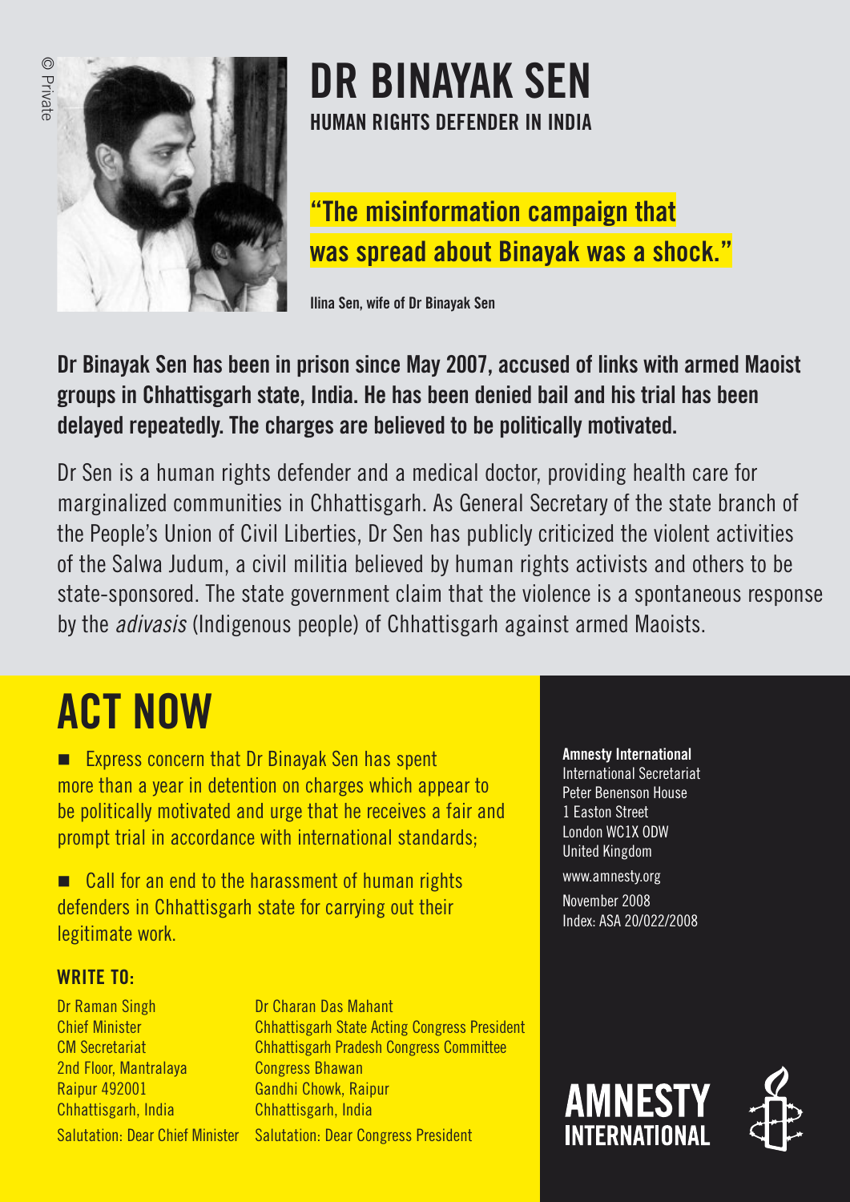© Private

# DR BINAYAK SEN

## HUMAN RIGHTS DEFENDER IN INDIA

### "The misinformation campaign that was spread about Binayak was a shock."

**Ilina Sen, wife of Dr Binayak Sen**

**Dr Binayak Sen has been in prison since May 2007, accused of links with armed Maoist groups in Chhattisgarh state, India. He has been denied bail and his trial has been delayed repeatedly. The charges are believed to be politically motivated.**

Dr Sen is a human rights defender and a medical doctor, providing health care for marginalized communities in Chhattisgarh. As General Secretary of the state branch of the People's Union of Civil Liberties, Dr Sen has publicly criticized the violent activities of the Salwa Judum, a civil militia believed by human rights activists and others to be state-sponsored. The state government claim that the violence is a spontaneous response by the *adivasis* (Indigenous people) of Chhattisgarh against armed Maoists.

# ACT NOW

- Express concern that Dr Binayak Sen has spent more than a year in detention on charges which appear to be politically motivated and urge that he receives a fair and prompt trial in accordance with international standards;
- Call for an end to the harassment of human rights defenders in Chhattisgarh state for carrying out their legitimate work.

### WRITE TO:

Dr Raman Singh
Chief Minister
CM Secretariat
2nd Floor, Mantralaya
Raipur 492001
Chhattisgarh, India
Salutation: Dear Chief Minister

Dr Charan Das Mahant
Chhattisgarh State Acting Congress President
Chhattisgarh Pradesh Congress Committee
Congress Bhawan
Gandhi Chowk, Raipur
Chhattisgarh, India
Salutation: Dear Congress President

**Amnesty International**
International Secretariat
Peter Benenson House
1 Easton Street
London WC1X 0DW
United Kingdom

www.amnesty.org

November 2008
Index: ASA 20/022/2008

AMNESTY INTERNATIONAL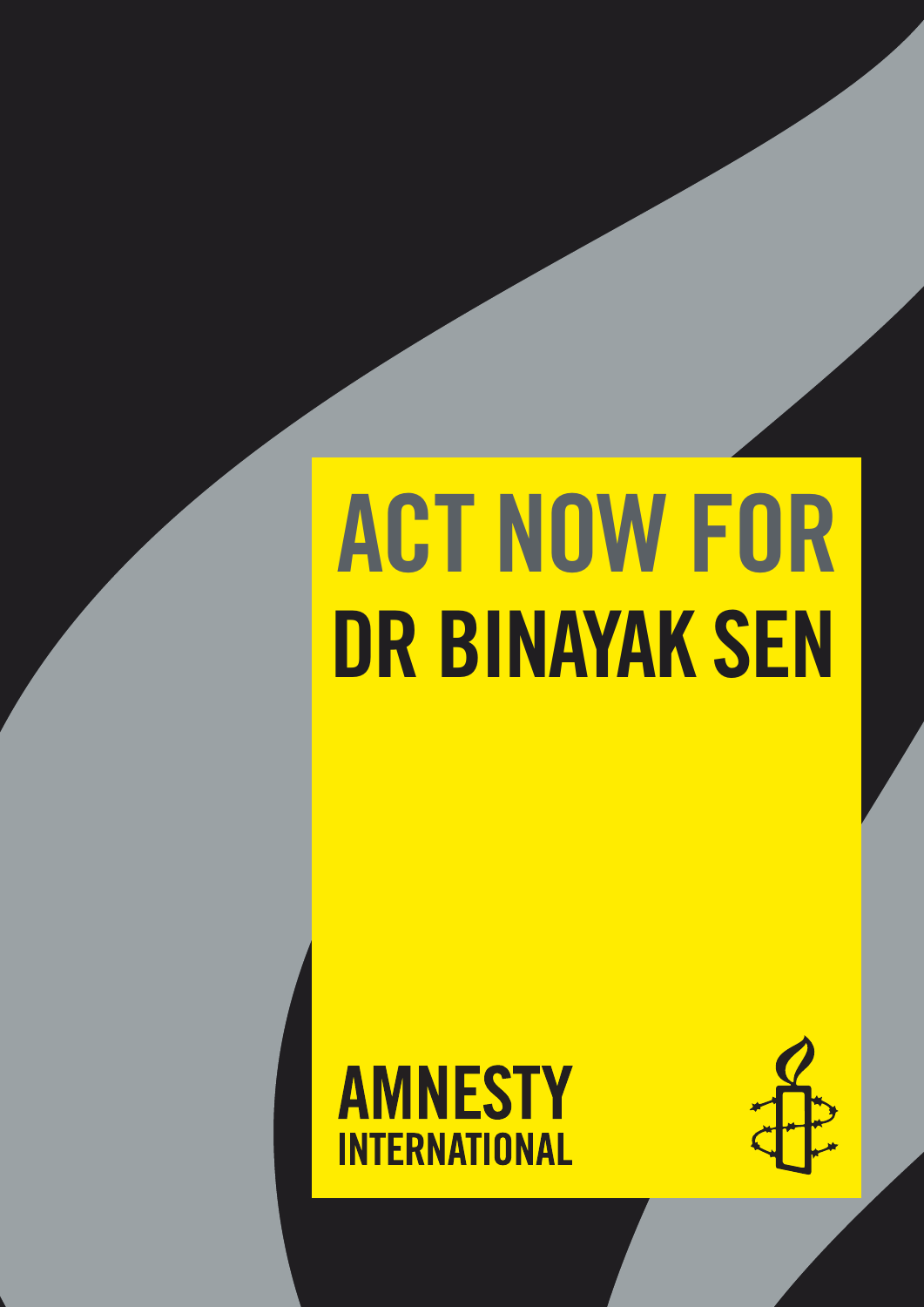# ACT NOW FOR DR BINAYAK SEN

AMNESTY INTERNATIONAL